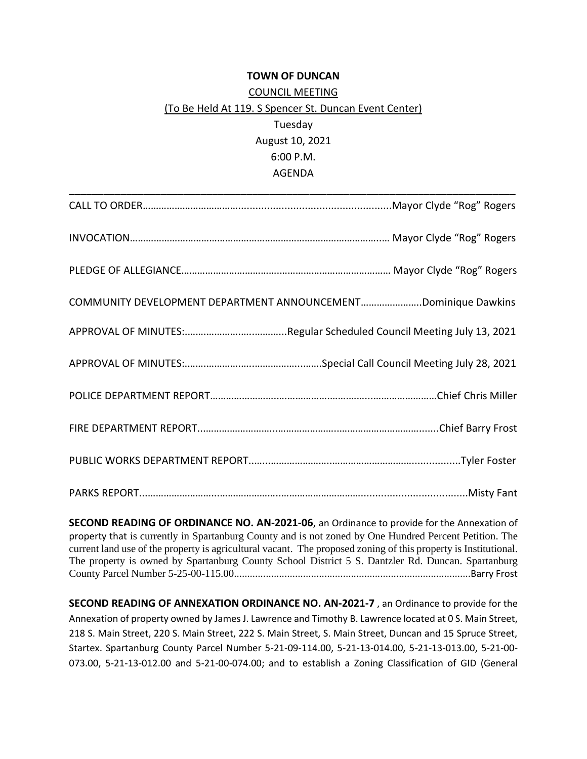**TOWN OF DUNCAN**

COUNCIL MEETING

(To Be Held At 119. S Spencer St. Duncan Event Center)

Tuesday

August 10, 2021

6:00 P.M.

AGENDA

---

CALL TO ORDER……………………………………………………………………Mayor Clyde "Rog" Rogers

INVOCATION………………………………………………………………………… Mayor Clyde "Rog" Rogers

PLEDGE OF ALLEGIANCE…………………………………………………………… Mayor Clyde "Rog" Rogers

COMMUNITY DEVELOPMENT DEPARTMENT ANNOUNCEMENT…………………..Dominique Dawkins

APPROVAL OF MINUTES:…………………………….Regular Scheduled Council Meeting July 13, 2021

APPROVAL OF MINUTES:………………………………………….Special Call Council Meeting July 28, 2021

POLICE DEPARTMENT REPORT……………………………………………………………Chief Chris Miller

FIRE DEPARTMENT REPORT……………………………………………………………………Chief Barry Frost

PUBLIC WORKS DEPARTMENT REPORT……………………………………………………………Tyler Foster

PARKS REPORT………………………………………………………………………………………………Misty Fant

**SECOND READING OF ORDINANCE NO. AN-2021-06**, an Ordinance to provide for the Annexation of property that is currently in Spartanburg County and is not zoned by One Hundred Percent Petition. The current land use of the property is agricultural vacant. The proposed zoning of this property is Institutional. The property is owned by Spartanburg County School District 5 S. Dantzler Rd. Duncan. Spartanburg County Parcel Number 5-25-00-115.00……………………………………………………………………………Barry Frost

**SECOND READING OF ANNEXATION ORDINANCE NO. AN-2021-7** , an Ordinance to provide for the Annexation of property owned by James J. Lawrence and Timothy B. Lawrence located at 0 S. Main Street, 218 S. Main Street, 220 S. Main Street, 222 S. Main Street, S. Main Street, Duncan and 15 Spruce Street, Startex. Spartanburg County Parcel Number 5-21-09-114.00, 5-21-13-014.00, 5-21-13-013.00, 5-21-00-073.00, 5-21-13-012.00 and 5-21-00-074.00; and to establish a Zoning Classification of GID (General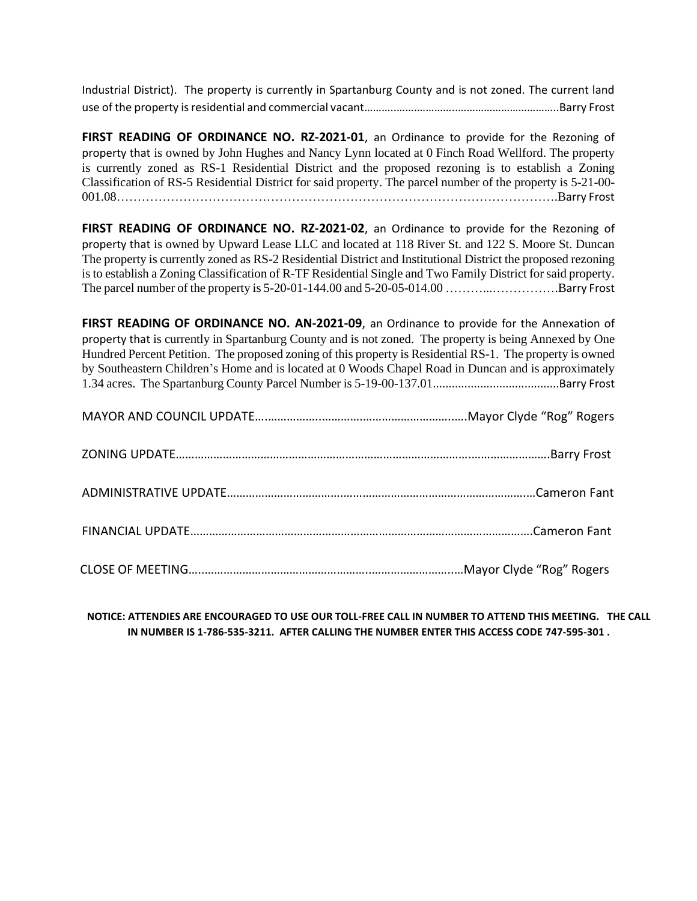Industrial District). The property is currently in Spartanburg County and is not zoned. The current land use of the property is residential and commercial vacant……………………………………………………………..Barry Frost

**FIRST READING OF ORDINANCE NO. RZ-2021-01**, an Ordinance to provide for the Rezoning of property that is owned by John Hughes and Nancy Lynn located at 0 Finch Road Wellford. The property is currently zoned as RS-1 Residential District and the proposed rezoning is to establish a Zoning Classification of RS-5 Residential District for said property. The parcel number of the property is 5-21-00-001.08…………………………………………………………………………………………….Barry Frost

**FIRST READING OF ORDINANCE NO. RZ-2021-02**, an Ordinance to provide for the Rezoning of property that is owned by Upward Lease LLC and located at 118 River St. and 122 S. Moore St. Duncan The property is currently zoned as RS-2 Residential District and Institutional District the proposed rezoning is to establish a Zoning Classification of R-TF Residential Single and Two Family District for said property. The parcel number of the property is 5-20-01-144.00 and 5-20-05-014.00 ………..…………….Barry Frost

**FIRST READING OF ORDINANCE NO. AN-2021-09**, an Ordinance to provide for the Annexation of property that is currently in Spartanburg County and is not zoned. The property is being Annexed by One Hundred Percent Petition. The proposed zoning of this property is Residential RS-1. The property is owned by Southeastern Children's Home and is located at 0 Woods Chapel Road in Duncan and is approximately 1.34 acres. The Spartanburg County Parcel Number is 5-19-00-137.01........................................Barry Frost

MAYOR AND COUNCIL UPDATE…………………………………………………………….Mayor Clyde "Rog" Rogers

ZONING UPDATE……………………………………………………………………………………………Barry Frost

ADMINISTRATIVE UPDATE……………………………………………………………………………Cameron Fant

FINANCIAL UPDATE………………………………………………………………………………………Cameron Fant

CLOSE OF MEETING…………………………………………………………………………Mayor Clyde "Rog" Rogers

**NOTICE: ATTENDIES ARE ENCOURAGED TO USE OUR TOLL-FREE CALL IN NUMBER TO ATTEND THIS MEETING. THE CALL IN NUMBER IS 1-786-535-3211. AFTER CALLING THE NUMBER ENTER THIS ACCESS CODE 747-595-301 .**